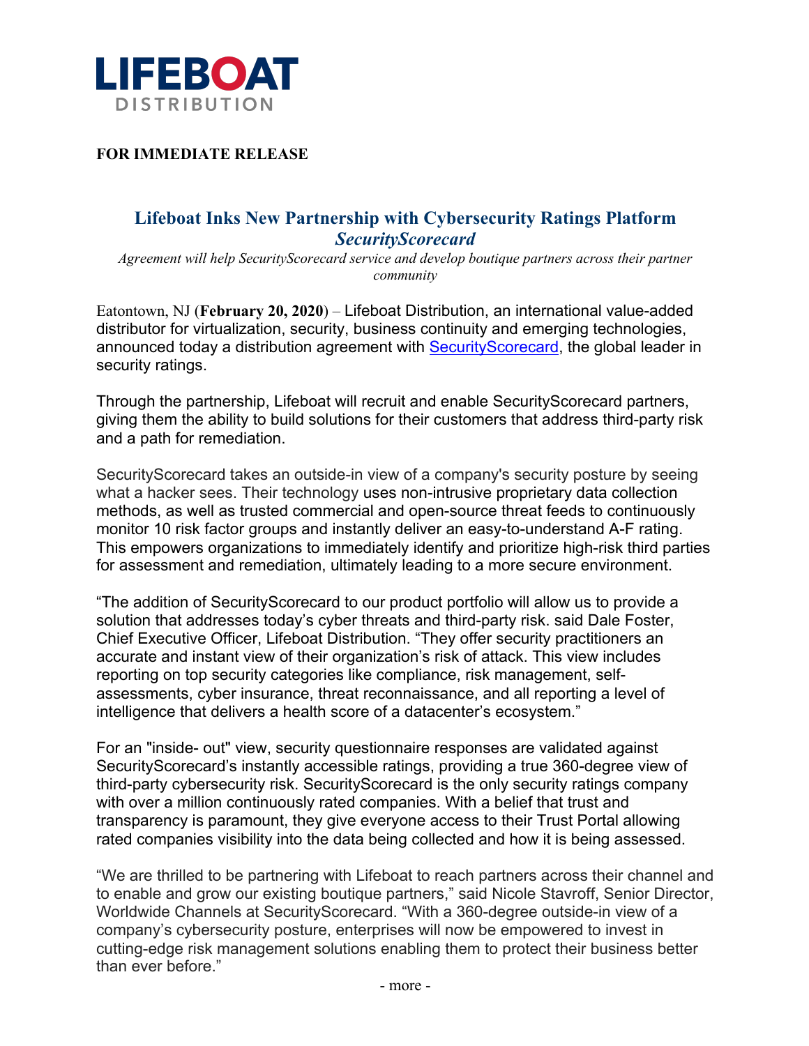LIFEBOAT
DISTRIBUTION

**FOR IMMEDIATE RELEASE**

## Lifeboat Inks New Partnership with Cybersecurity Ratings Platform *SecurityScorecard*

*Agreement will help SecurityScorecard service and develop boutique partners across their partner community*

Eatontown, NJ (**February 20, 2020**) – Lifeboat Distribution, an international value-added distributor for virtualization, security, business continuity and emerging technologies, announced today a distribution agreement with SecurityScorecard, the global leader in security ratings.

Through the partnership, Lifeboat will recruit and enable SecurityScorecard partners, giving them the ability to build solutions for their customers that address third-party risk and a path for remediation.

SecurityScorecard takes an outside-in view of a company's security posture by seeing what a hacker sees. Their technology uses non-intrusive proprietary data collection methods, as well as trusted commercial and open-source threat feeds to continuously monitor 10 risk factor groups and instantly deliver an easy-to-understand A-F rating. This empowers organizations to immediately identify and prioritize high-risk third parties for assessment and remediation, ultimately leading to a more secure environment.

"The addition of SecurityScorecard to our product portfolio will allow us to provide a solution that addresses today's cyber threats and third-party risk. said Dale Foster, Chief Executive Officer, Lifeboat Distribution. "They offer security practitioners an accurate and instant view of their organization's risk of attack. This view includes reporting on top security categories like compliance, risk management, self-assessments, cyber insurance, threat reconnaissance, and all reporting a level of intelligence that delivers a health score of a datacenter's ecosystem."

For an "inside- out" view, security questionnaire responses are validated against SecurityScorecard's instantly accessible ratings, providing a true 360-degree view of third-party cybersecurity risk. SecurityScorecard is the only security ratings company with over a million continuously rated companies. With a belief that trust and transparency is paramount, they give everyone access to their Trust Portal allowing rated companies visibility into the data being collected and how it is being assessed.

"We are thrilled to be partnering with Lifeboat to reach partners across their channel and to enable and grow our existing boutique partners," said Nicole Stavroff, Senior Director, Worldwide Channels at SecurityScorecard. "With a 360-degree outside-in view of a company's cybersecurity posture, enterprises will now be empowered to invest in cutting-edge risk management solutions enabling them to protect their business better than ever before."

- more -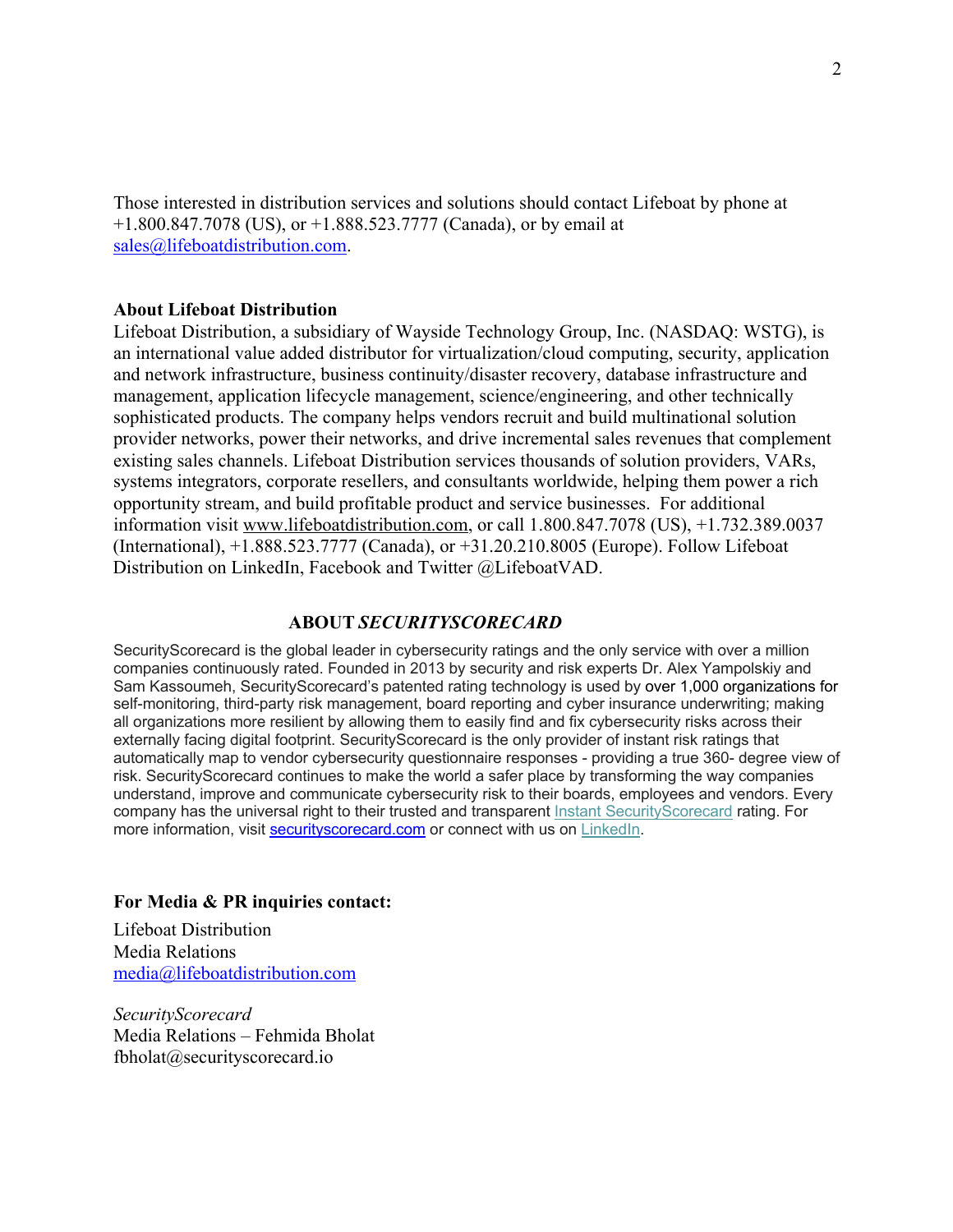Those interested in distribution services and solutions should contact Lifeboat by phone at +1.800.847.7078 (US), or +1.888.523.7777 (Canada), or by email at sales@lifeboatdistribution.com.

**About Lifeboat Distribution**

Lifeboat Distribution, a subsidiary of Wayside Technology Group, Inc. (NASDAQ: WSTG), is an international value added distributor for virtualization/cloud computing, security, application and network infrastructure, business continuity/disaster recovery, database infrastructure and management, application lifecycle management, science/engineering, and other technically sophisticated products. The company helps vendors recruit and build multinational solution provider networks, power their networks, and drive incremental sales revenues that complement existing sales channels. Lifeboat Distribution services thousands of solution providers, VARs, systems integrators, corporate resellers, and consultants worldwide, helping them power a rich opportunity stream, and build profitable product and service businesses. For additional information visit www.lifeboatdistribution.com, or call 1.800.847.7078 (US), +1.732.389.0037 (International), +1.888.523.7777 (Canada), or +31.20.210.8005 (Europe). Follow Lifeboat Distribution on LinkedIn, Facebook and Twitter @LifeboatVAD.

## ABOUT *SECURITYSCORECARD*

SecurityScorecard is the global leader in cybersecurity ratings and the only service with over a million companies continuously rated. Founded in 2013 by security and risk experts Dr. Alex Yampolskiy and Sam Kassoumeh, SecurityScorecard's patented rating technology is used by over 1,000 organizations for self-monitoring, third-party risk management, board reporting and cyber insurance underwriting; making all organizations more resilient by allowing them to easily find and fix cybersecurity risks across their externally facing digital footprint. SecurityScorecard is the only provider of instant risk ratings that automatically map to vendor cybersecurity questionnaire responses - providing a true 360- degree view of risk. SecurityScorecard continues to make the world a safer place by transforming the way companies understand, improve and communicate cybersecurity risk to their boards, employees and vendors. Every company has the universal right to their trusted and transparent Instant SecurityScorecard rating. For more information, visit securityscorecard.com or connect with us on LinkedIn.

**For Media & PR inquiries contact:**

Lifeboat Distribution
Media Relations
media@lifeboatdistribution.com

*SecurityScorecard*
Media Relations – Fehmida Bholat
fbholat@securityscorecard.io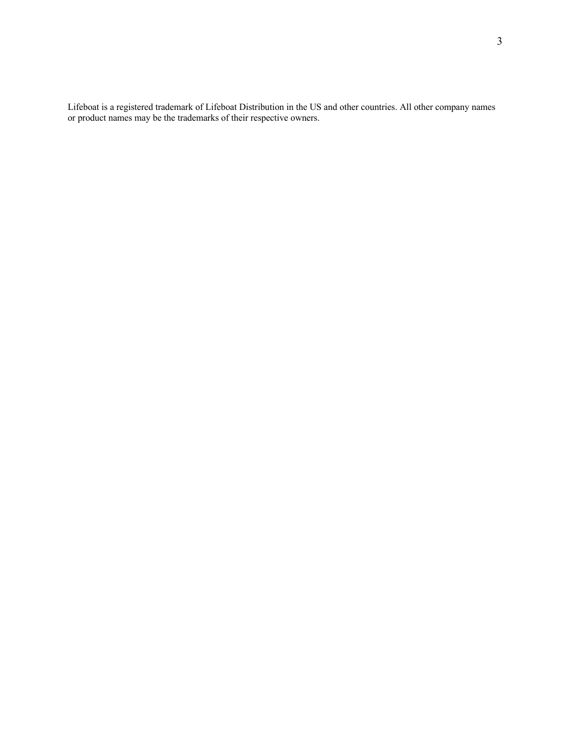Lifeboat is a registered trademark of Lifeboat Distribution in the US and other countries. All other company names or product names may be the trademarks of their respective owners.